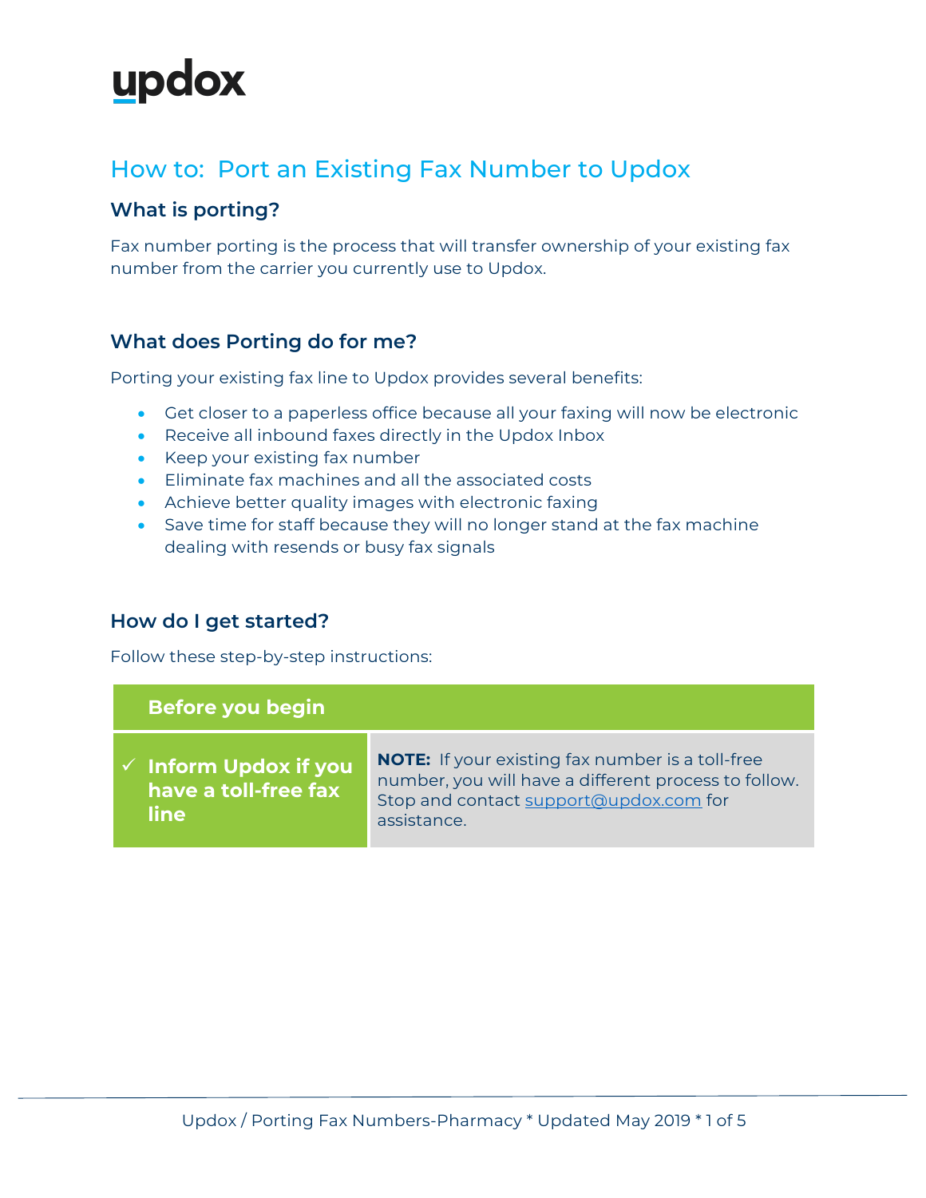updox

# How to: Port an Existing Fax Number to Updox

## What is porting?

Fax number porting is the process that will transfer ownership of your existing fax number from the carrier you currently use to Updox.

## What does Porting do for me?

Porting your existing fax line to Updox provides several benefits:

- Get closer to a paperless office because all your faxing will now be electronic
- Receive all inbound faxes directly in the Updox Inbox
- Keep your existing fax number
- Eliminate fax machines and all the associated costs
- Achieve better quality images with electronic faxing
- Save time for staff because they will no longer stand at the fax machine dealing with resends or busy fax signals

## How do I get started?

Follow these step-by-step instructions:

| Before you begin | |
|---|---|
| ✓ **Inform Updox if you have a toll-free fax line** | **NOTE:** If your existing fax number is a toll-free number, you will have a different process to follow. Stop and contact support@updox.com for assistance. |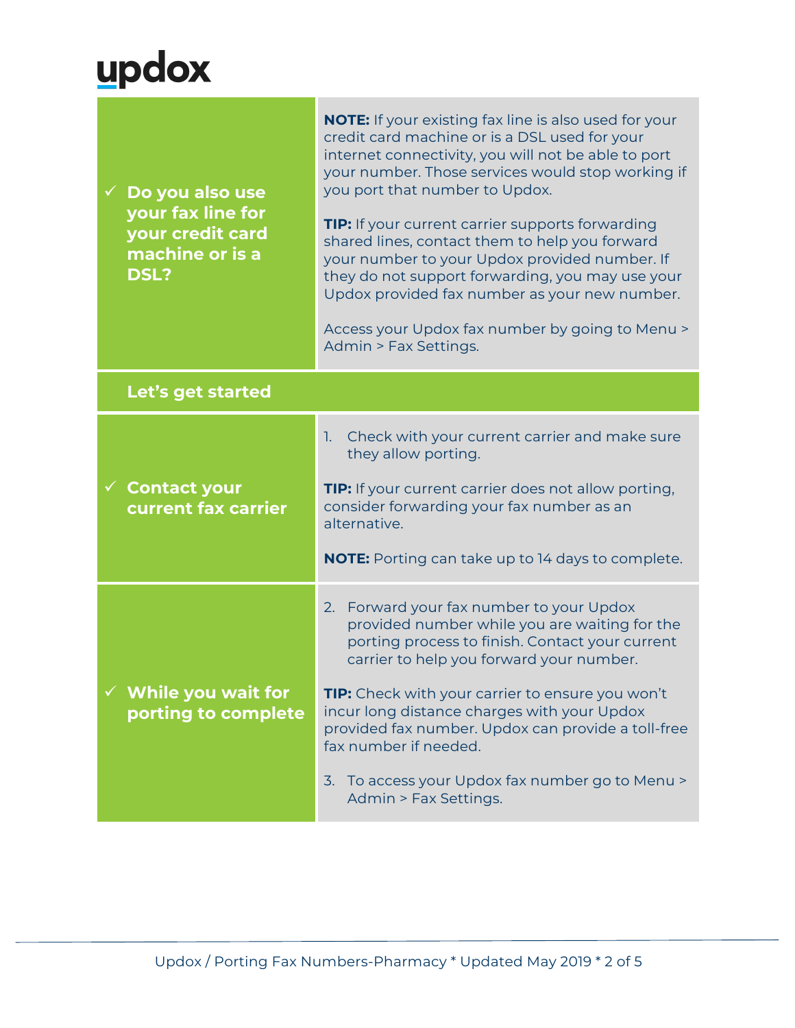| | |
|---|---|
| ✓ **Do you also use your fax line for your credit card machine or is a DSL?** | **NOTE:** If your existing fax line is also used for your credit card machine or is a DSL used for your internet connectivity, you will not be able to port your number. Those services would stop working if you port that number to Updox.<br><br>**TIP:** If your current carrier supports forwarding shared lines, contact them to help you forward your number to your Updox provided number. If they do not support forwarding, you may use your Updox provided fax number as your new number.<br><br>Access your Updox fax number by going to Menu > Admin > Fax Settings. |

## Let's get started

| | |
|---|---|
| ✓ **Contact your current fax carrier** | 1. Check with your current carrier and make sure they allow porting.<br><br>**TIP:** If your current carrier does not allow porting, consider forwarding your fax number as an alternative.<br><br>**NOTE:** Porting can take up to 14 days to complete. |
| ✓ **While you wait for porting to complete** | 2. Forward your fax number to your Updox provided number while you are waiting for the porting process to finish. Contact your current carrier to help you forward your number.<br><br>**TIP:** Check with your carrier to ensure you won't incur long distance charges with your Updox provided fax number. Updox can provide a toll-free fax number if needed.<br><br>3. To access your Updox fax number go to Menu > Admin > Fax Settings. |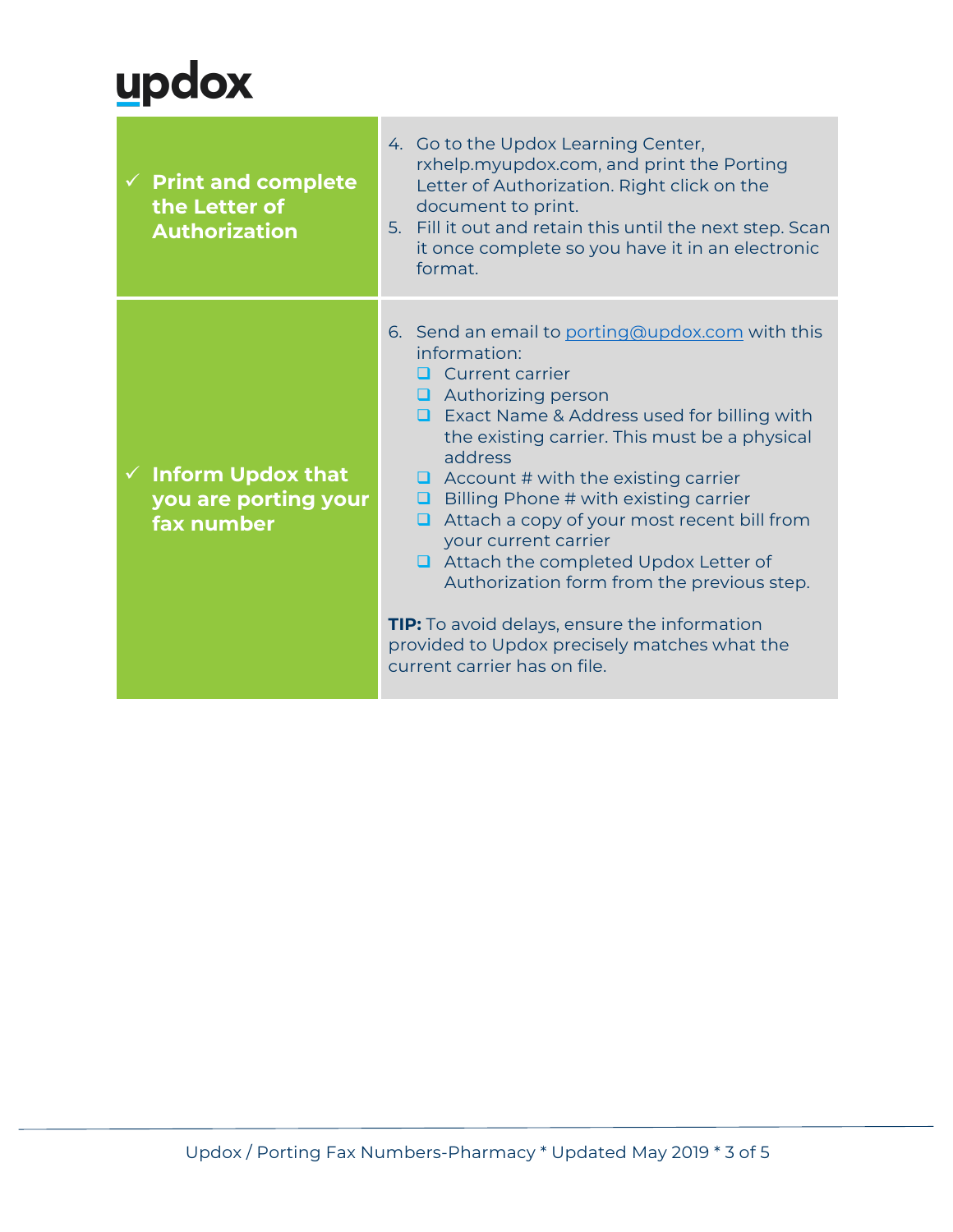| | |
|---|---|
| ✓ **Print and complete the Letter of Authorization** | 4. Go to the Updox Learning Center, rxhelp.myupdox.com, and print the Porting Letter of Authorization. Right click on the document to print.<br>5. Fill it out and retain this until the next step. Scan it once complete so you have it in an electronic format. |
| ✓ **Inform Updox that you are porting your fax number** | 6. Send an email to porting@updox.com with this information:<br>❑ Current carrier<br>❑ Authorizing person<br>❑ Exact Name & Address used for billing with the existing carrier. This must be a physical address<br>❑ Account # with the existing carrier<br>❑ Billing Phone # with existing carrier<br>❑ Attach a copy of your most recent bill from your current carrier<br>❑ Attach the completed Updox Letter of Authorization form from the previous step.<br><br>**TIP:** To avoid delays, ensure the information provided to Updox precisely matches what the current carrier has on file. |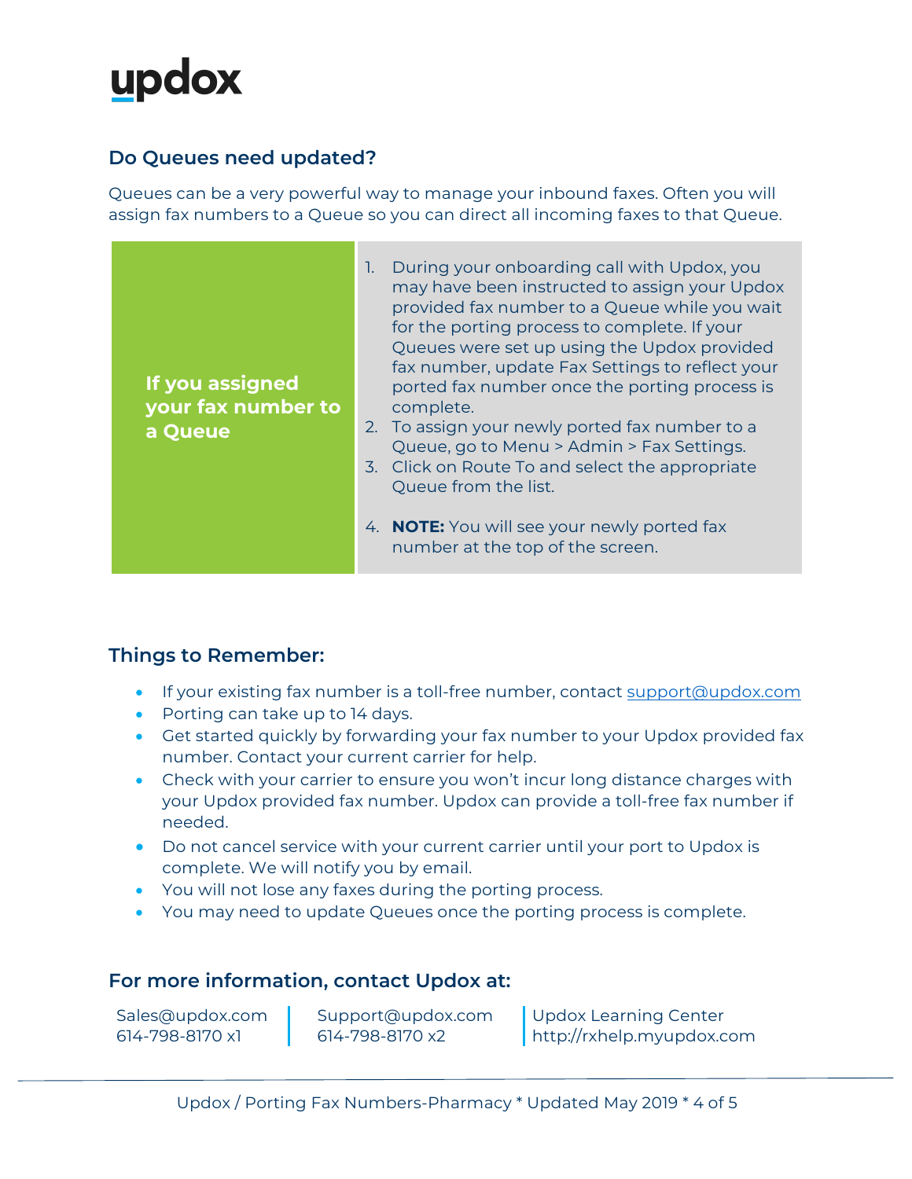updox

## Do Queues need updated?

Queues can be a very powerful way to manage your inbound faxes. Often you will assign fax numbers to a Queue so you can direct all incoming faxes to that Queue.

| | |
|---|---|
| **If you assigned your fax number to a Queue** | 1. During your onboarding call with Updox, you may have been instructed to assign your Updox provided fax number to a Queue while you wait for the porting process to complete. If your Queues were set up using the Updox provided fax number, update Fax Settings to reflect your ported fax number once the porting process is complete.<br>2. To assign your newly ported fax number to a Queue, go to Menu > Admin > Fax Settings.<br>3. Click on Route To and select the appropriate Queue from the list.<br>4. **NOTE:** You will see your newly ported fax number at the top of the screen. |

## Things to Remember:

- If your existing fax number is a toll-free number, contact support@updox.com
- Porting can take up to 14 days.
- Get started quickly by forwarding your fax number to your Updox provided fax number. Contact your current carrier for help.
- Check with your carrier to ensure you won't incur long distance charges with your Updox provided fax number. Updox can provide a toll-free fax number if needed.
- Do not cancel service with your current carrier until your port to Updox is complete. We will notify you by email.
- You will not lose any faxes during the porting process.
- You may need to update Queues once the porting process is complete.

## For more information, contact Updox at:

Sales@updox.com
614-798-8170 x1

Support@updox.com
614-798-8170 x2

Updox Learning Center
http://rxhelp.myupdox.com